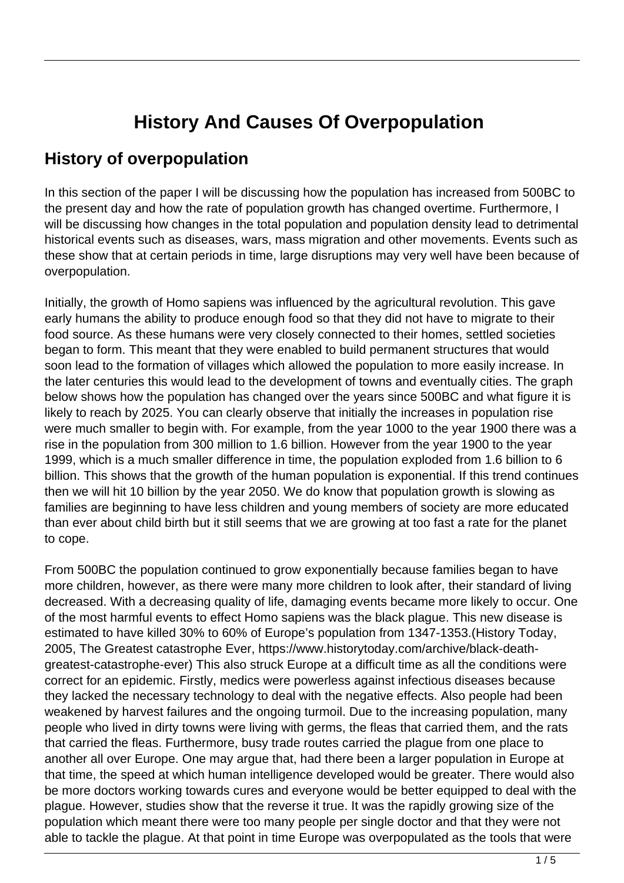# History And Causes Of Overpopulation

## History of overpopulation

In this section of the paper I will be discussing how the population has increased from 500BC to the present day and how the rate of population growth has changed overtime. Furthermore, I will be discussing how changes in the total population and population density lead to detrimental historical events such as diseases, wars, mass migration and other movements. Events such as these show that at certain periods in time, large disruptions may very well have been because of overpopulation.

Initially, the growth of Homo sapiens was influenced by the agricultural revolution. This gave early humans the ability to produce enough food so that they did not have to migrate to their food source. As these humans were very closely connected to their homes, settled societies began to form. This meant that they were enabled to build permanent structures that would soon lead to the formation of villages which allowed the population to more easily increase. In the later centuries this would lead to the development of towns and eventually cities. The graph below shows how the population has changed over the years since 500BC and what figure it is likely to reach by 2025. You can clearly observe that initially the increases in population rise were much smaller to begin with. For example, from the year 1000 to the year 1900 there was a rise in the population from 300 million to 1.6 billion. However from the year 1900 to the year 1999, which is a much smaller difference in time, the population exploded from 1.6 billion to 6 billion. This shows that the growth of the human population is exponential. If this trend continues then we will hit 10 billion by the year 2050. We do know that population growth is slowing as families are beginning to have less children and young members of society are more educated than ever about child birth but it still seems that we are growing at too fast a rate for the planet to cope.

From 500BC the population continued to grow exponentially because families began to have more children, however, as there were many more children to look after, their standard of living decreased. With a decreasing quality of life, damaging events became more likely to occur. One of the most harmful events to effect Homo sapiens was the black plague. This new disease is estimated to have killed 30% to 60% of Europe's population from 1347-1353.(History Today, 2005, The Greatest catastrophe Ever, https://www.historytoday.com/archive/black-death-greatest-catastrophe-ever) This also struck Europe at a difficult time as all the conditions were correct for an epidemic. Firstly, medics were powerless against infectious diseases because they lacked the necessary technology to deal with the negative effects. Also people had been weakened by harvest failures and the ongoing turmoil. Due to the increasing population, many people who lived in dirty towns were living with germs, the fleas that carried them, and the rats that carried the fleas. Furthermore, busy trade routes carried the plague from one place to another all over Europe. One may argue that, had there been a larger population in Europe at that time, the speed at which human intelligence developed would be greater. There would also be more doctors working towards cures and everyone would be better equipped to deal with the plague. However, studies show that the reverse it true. It was the rapidly growing size of the population which meant there were too many people per single doctor and that they were not able to tackle the plague. At that point in time Europe was overpopulated as the tools that were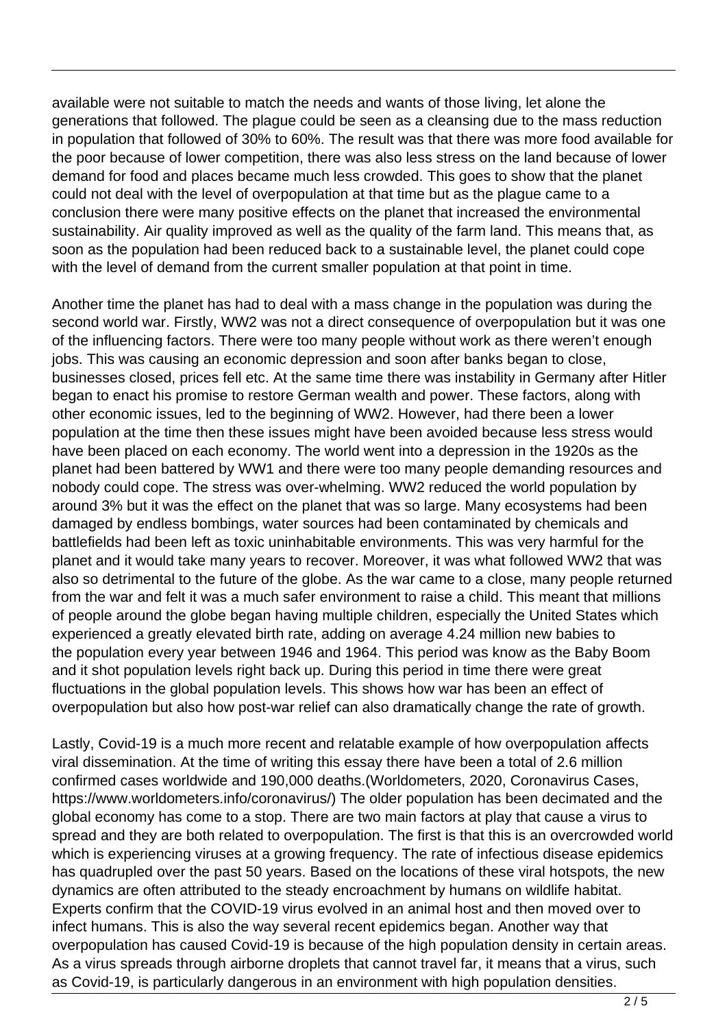available were not suitable to match the needs and wants of those living, let alone the generations that followed. The plague could be seen as a cleansing due to the mass reduction in population that followed of 30% to 60%. The result was that there was more food available for the poor because of lower competition, there was also less stress on the land because of lower demand for food and places became much less crowded. This goes to show that the planet could not deal with the level of overpopulation at that time but as the plague came to a conclusion there were many positive effects on the planet that increased the environmental sustainability. Air quality improved as well as the quality of the farm land. This means that, as soon as the population had been reduced back to a sustainable level, the planet could cope with the level of demand from the current smaller population at that point in time.

Another time the planet has had to deal with a mass change in the population was during the second world war. Firstly, WW2 was not a direct consequence of overpopulation but it was one of the influencing factors. There were too many people without work as there weren't enough jobs. This was causing an economic depression and soon after banks began to close, businesses closed, prices fell etc. At the same time there was instability in Germany after Hitler began to enact his promise to restore German wealth and power. These factors, along with other economic issues, led to the beginning of WW2. However, had there been a lower population at the time then these issues might have been avoided because less stress would have been placed on each economy. The world went into a depression in the 1920s as the planet had been battered by WW1 and there were too many people demanding resources and nobody could cope. The stress was over-whelming. WW2 reduced the world population by around 3% but it was the effect on the planet that was so large. Many ecosystems had been damaged by endless bombings, water sources had been contaminated by chemicals and battlefields had been left as toxic uninhabitable environments. This was very harmful for the planet and it would take many years to recover. Moreover, it was what followed WW2 that was also so detrimental to the future of the globe. As the war came to a close, many people returned from the war and felt it was a much safer environment to raise a child. This meant that millions of people around the globe began having multiple children, especially the United States which experienced a greatly elevated birth rate, adding on average 4.24 million new babies to the population every year between 1946 and 1964. This period was know as the Baby Boom and it shot population levels right back up. During this period in time there were great fluctuations in the global population levels. This shows how war has been an effect of overpopulation but also how post-war relief can also dramatically change the rate of growth.

Lastly, Covid-19 is a much more recent and relatable example of how overpopulation affects viral dissemination. At the time of writing this essay there have been a total of 2.6 million confirmed cases worldwide and 190,000 deaths.(Worldometers, 2020, Coronavirus Cases, https://www.worldometers.info/coronavirus/) The older population has been decimated and the global economy has come to a stop. There are two main factors at play that cause a virus to spread and they are both related to overpopulation. The first is that this is an overcrowded world which is experiencing viruses at a growing frequency. The rate of infectious disease epidemics has quadrupled over the past 50 years. Based on the locations of these viral hotspots, the new dynamics are often attributed to the steady encroachment by humans on wildlife habitat. Experts confirm that the COVID-19 virus evolved in an animal host and then moved over to infect humans. This is also the way several recent epidemics began. Another way that overpopulation has caused Covid-19 is because of the high population density in certain areas. As a virus spreads through airborne droplets that cannot travel far, it means that a virus, such as Covid-19, is particularly dangerous in an environment with high population densities.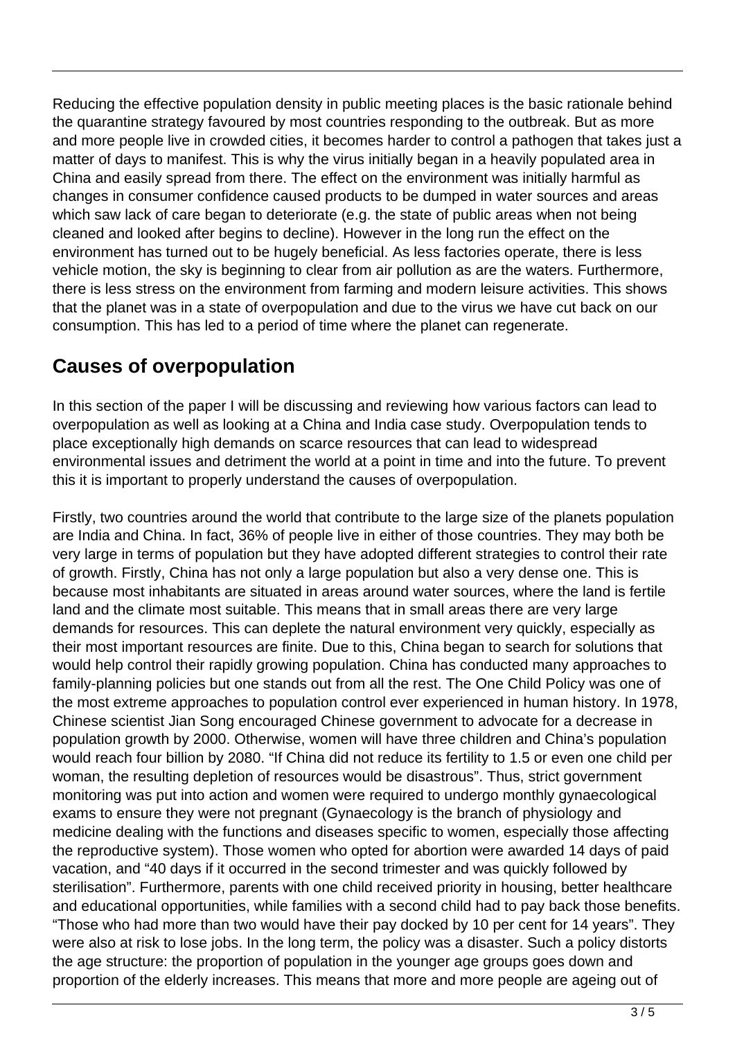Reducing the effective population density in public meeting places is the basic rationale behind the quarantine strategy favoured by most countries responding to the outbreak. But as more and more people live in crowded cities, it becomes harder to control a pathogen that takes just a matter of days to manifest. This is why the virus initially began in a heavily populated area in China and easily spread from there. The effect on the environment was initially harmful as changes in consumer confidence caused products to be dumped in water sources and areas which saw lack of care began to deteriorate (e.g. the state of public areas when not being cleaned and looked after begins to decline). However in the long run the effect on the environment has turned out to be hugely beneficial. As less factories operate, there is less vehicle motion, the sky is beginning to clear from air pollution as are the waters. Furthermore, there is less stress on the environment from farming and modern leisure activities. This shows that the planet was in a state of overpopulation and due to the virus we have cut back on our consumption. This has led to a period of time where the planet can regenerate.

## Causes of overpopulation

In this section of the paper I will be discussing and reviewing how various factors can lead to overpopulation as well as looking at a China and India case study. Overpopulation tends to place exceptionally high demands on scarce resources that can lead to widespread environmental issues and detriment the world at a point in time and into the future. To prevent this it is important to properly understand the causes of overpopulation.

Firstly, two countries around the world that contribute to the large size of the planets population are India and China. In fact, 36% of people live in either of those countries. They may both be very large in terms of population but they have adopted different strategies to control their rate of growth. Firstly, China has not only a large population but also a very dense one. This is because most inhabitants are situated in areas around water sources, where the land is fertile land and the climate most suitable. This means that in small areas there are very large demands for resources. This can deplete the natural environment very quickly, especially as their most important resources are finite. Due to this, China began to search for solutions that would help control their rapidly growing population. China has conducted many approaches to family-planning policies but one stands out from all the rest. The One Child Policy was one of the most extreme approaches to population control ever experienced in human history. In 1978, Chinese scientist Jian Song encouraged Chinese government to advocate for a decrease in population growth by 2000. Otherwise, women will have three children and China's population would reach four billion by 2080. "If China did not reduce its fertility to 1.5 or even one child per woman, the resulting depletion of resources would be disastrous". Thus, strict government monitoring was put into action and women were required to undergo monthly gynaecological exams to ensure they were not pregnant (Gynaecology is the branch of physiology and medicine dealing with the functions and diseases specific to women, especially those affecting the reproductive system). Those women who opted for abortion were awarded 14 days of paid vacation, and "40 days if it occurred in the second trimester and was quickly followed by sterilisation". Furthermore, parents with one child received priority in housing, better healthcare and educational opportunities, while families with a second child had to pay back those benefits. "Those who had more than two would have their pay docked by 10 per cent for 14 years". They were also at risk to lose jobs. In the long term, the policy was a disaster. Such a policy distorts the age structure: the proportion of population in the younger age groups goes down and proportion of the elderly increases. This means that more and more people are ageing out of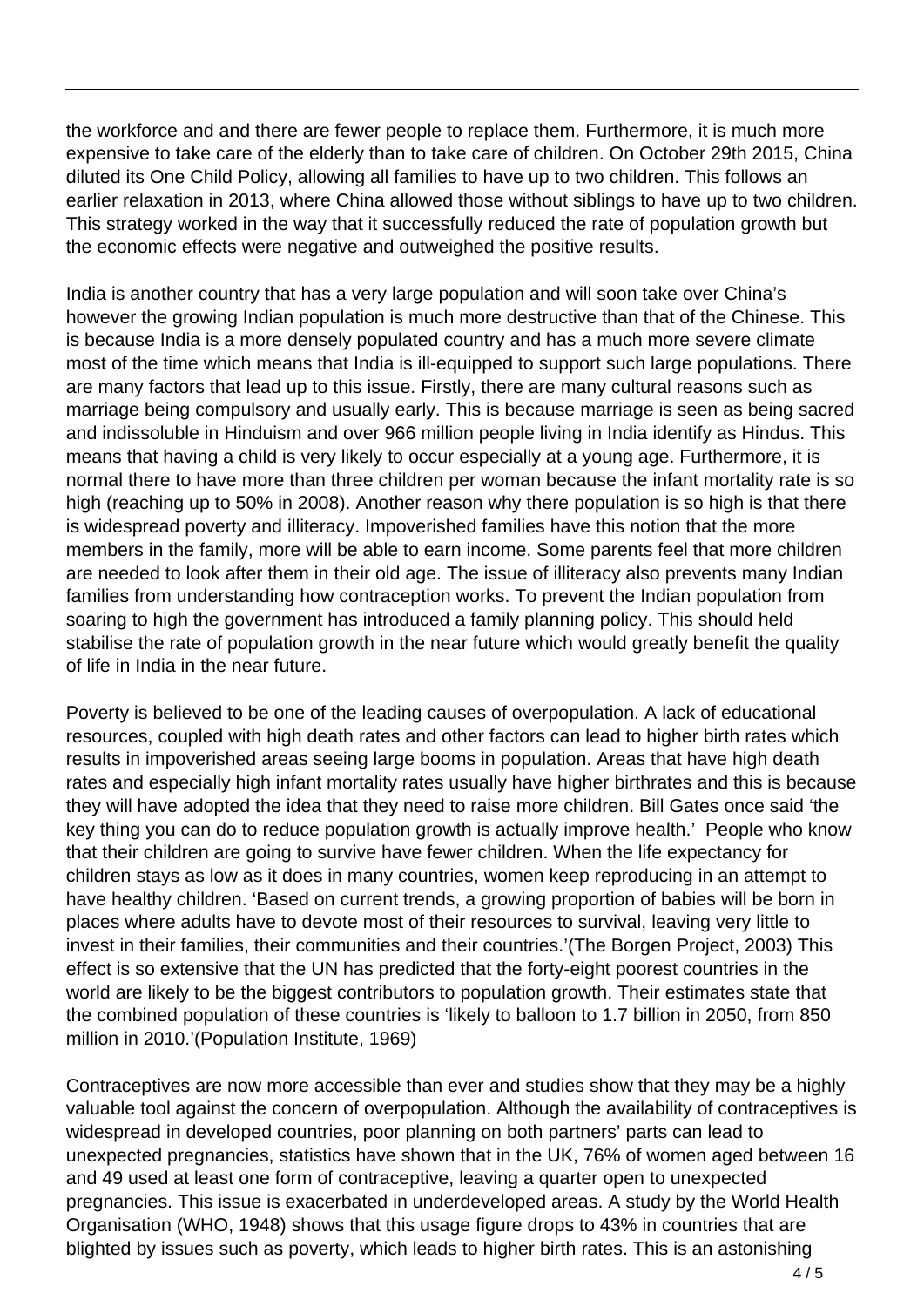the workforce and and there are fewer people to replace them. Furthermore, it is much more expensive to take care of the elderly than to take care of children. On October 29th 2015, China diluted its One Child Policy, allowing all families to have up to two children. This follows an earlier relaxation in 2013, where China allowed those without siblings to have up to two children. This strategy worked in the way that it successfully reduced the rate of population growth but the economic effects were negative and outweighed the positive results.

India is another country that has a very large population and will soon take over China's however the growing Indian population is much more destructive than that of the Chinese. This is because India is a more densely populated country and has a much more severe climate most of the time which means that India is ill-equipped to support such large populations. There are many factors that lead up to this issue. Firstly, there are many cultural reasons such as marriage being compulsory and usually early. This is because marriage is seen as being sacred and indissoluble in Hinduism and over 966 million people living in India identify as Hindus. This means that having a child is very likely to occur especially at a young age. Furthermore, it is normal there to have more than three children per woman because the infant mortality rate is so high (reaching up to 50% in 2008). Another reason why there population is so high is that there is widespread poverty and illiteracy. Impoverished families have this notion that the more members in the family, more will be able to earn income. Some parents feel that more children are needed to look after them in their old age. The issue of illiteracy also prevents many Indian families from understanding how contraception works. To prevent the Indian population from soaring to high the government has introduced a family planning policy. This should held stabilise the rate of population growth in the near future which would greatly benefit the quality of life in India in the near future.

Poverty is believed to be one of the leading causes of overpopulation. A lack of educational resources, coupled with high death rates and other factors can lead to higher birth rates which results in impoverished areas seeing large booms in population. Areas that have high death rates and especially high infant mortality rates usually have higher birthrates and this is because they will have adopted the idea that they need to raise more children. Bill Gates once said 'the key thing you can do to reduce population growth is actually improve health.' People who know that their children are going to survive have fewer children. When the life expectancy for children stays as low as it does in many countries, women keep reproducing in an attempt to have healthy children. 'Based on current trends, a growing proportion of babies will be born in places where adults have to devote most of their resources to survival, leaving very little to invest in their families, their communities and their countries.'(The Borgen Project, 2003) This effect is so extensive that the UN has predicted that the forty-eight poorest countries in the world are likely to be the biggest contributors to population growth. Their estimates state that the combined population of these countries is 'likely to balloon to 1.7 billion in 2050, from 850 million in 2010.'(Population Institute, 1969)

Contraceptives are now more accessible than ever and studies show that they may be a highly valuable tool against the concern of overpopulation. Although the availability of contraceptives is widespread in developed countries, poor planning on both partners' parts can lead to unexpected pregnancies, statistics have shown that in the UK, 76% of women aged between 16 and 49 used at least one form of contraceptive, leaving a quarter open to unexpected pregnancies. This issue is exacerbated in underdeveloped areas. A study by the World Health Organisation (WHO, 1948) shows that this usage figure drops to 43% in countries that are blighted by issues such as poverty, which leads to higher birth rates. This is an astonishing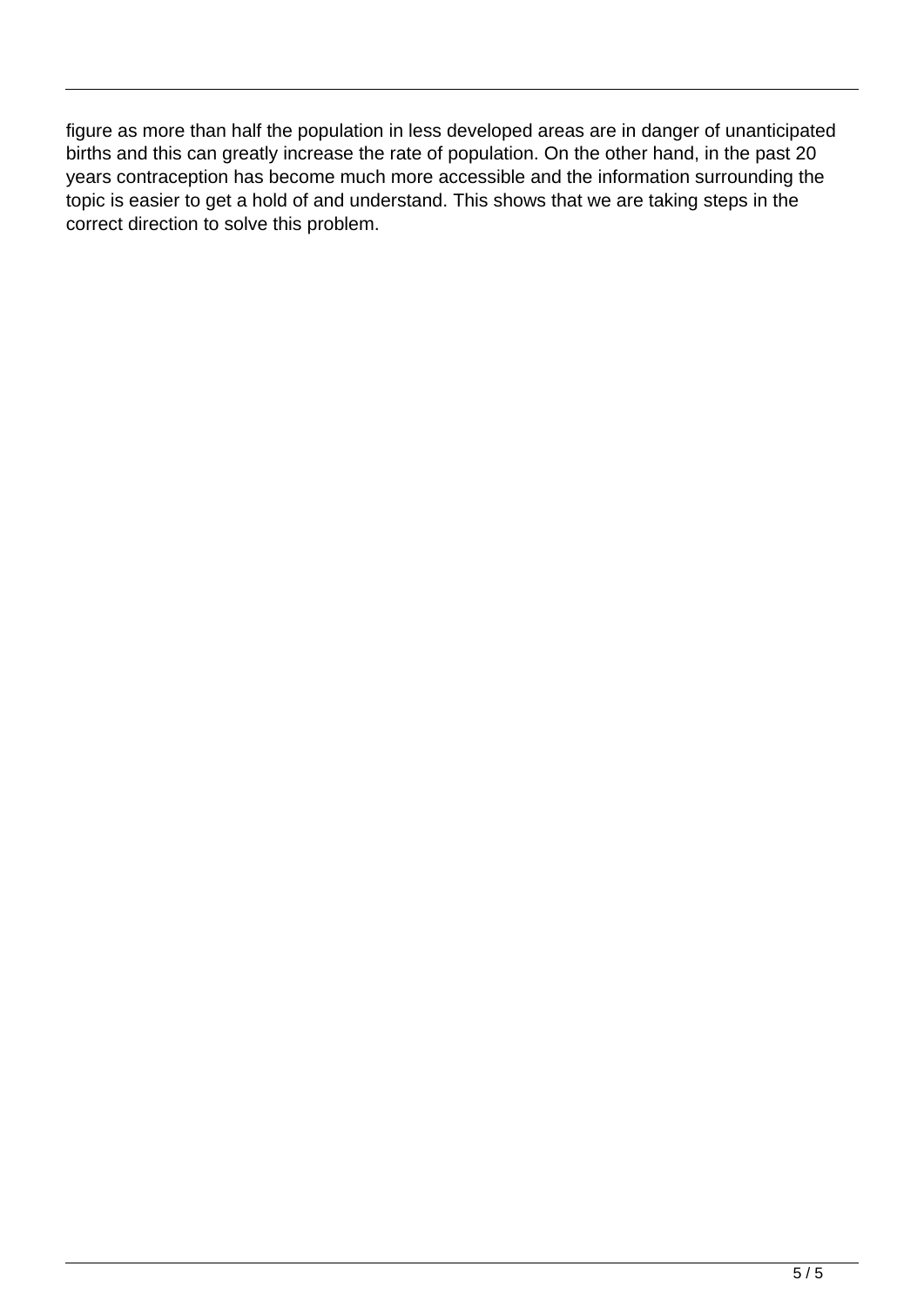figure as more than half the population in less developed areas are in danger of unanticipated births and this can greatly increase the rate of population. On the other hand, in the past 20 years contraception has become much more accessible and the information surrounding the topic is easier to get a hold of and understand. This shows that we are taking steps in the correct direction to solve this problem.